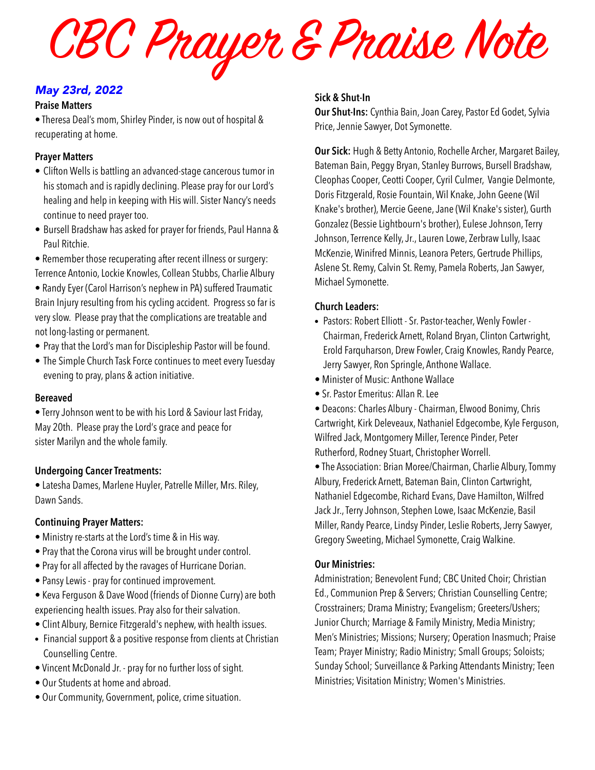# CBC Prayer & Praise Note

***May 23rd, 2022***

**Praise Matters**

- Theresa Deal's mom, Shirley Pinder, is now out of hospital & recuperating at home.

**Prayer Matters**

- Clifton Wells is battling an advanced-stage cancerous tumor in his stomach and is rapidly declining. Please pray for our Lord's healing and help in keeping with His will. Sister Nancy's needs continue to need prayer too.
- Bursell Bradshaw has asked for prayer for friends, Paul Hanna & Paul Ritchie.
- Remember those recuperating after recent illness or surgery: Terrence Antonio, Lockie Knowles, Collean Stubbs, Charlie Albury
- Randy Eyer (Carol Harrison's nephew in PA) suffered Traumatic Brain Injury resulting from his cycling accident. Progress so far is very slow. Please pray that the complications are treatable and not long-lasting or permanent.
- Pray that the Lord's man for Discipleship Pastor will be found.
- The Simple Church Task Force continues to meet every Tuesday evening to pray, plans & action initiative.

**Bereaved**

- Terry Johnson went to be with his Lord & Saviour last Friday, May 20th. Please pray the Lord's grace and peace for sister Marilyn and the whole family.

**Undergoing Cancer Treatments:**

- Latesha Dames, Marlene Huyler, Patrelle Miller, Mrs. Riley, Dawn Sands.

**Continuing Prayer Matters:**

- Ministry re-starts at the Lord's time & in His way.
- Pray that the Corona virus will be brought under control.
- Pray for all affected by the ravages of Hurricane Dorian.
- Pansy Lewis - pray for continued improvement.
- Keva Ferguson & Dave Wood (friends of Dionne Curry) are both experiencing health issues. Pray also for their salvation.
- Clint Albury, Bernice Fitzgerald's nephew, with health issues.
- Financial support & a positive response from clients at Christian Counselling Centre.
- Vincent McDonald Jr. - pray for no further loss of sight.
- Our Students at home and abroad.
- Our Community, Government, police, crime situation.

**Sick & Shut-In**

**Our Shut-Ins:** Cynthia Bain, Joan Carey, Pastor Ed Godet, Sylvia Price, Jennie Sawyer, Dot Symonette.

**Our Sick:** Hugh & Betty Antonio, Rochelle Archer, Margaret Bailey, Bateman Bain, Peggy Bryan, Stanley Burrows, Bursell Bradshaw, Cleophas Cooper, Ceotti Cooper, Cyril Culmer, Vangie Delmonte, Doris Fitzgerald, Rosie Fountain, Wil Knake, John Geene (Wil Knake's brother), Mercie Geene, Jane (Wil Knake's sister), Gurth Gonzalez (Bessie Lightbourn's brother), Eulese Johnson, Terry Johnson, Terrence Kelly, Jr., Lauren Lowe, Zerbraw Lully, Isaac McKenzie, Winifred Minnis, Leanora Peters, Gertrude Phillips, Aslene St. Remy, Calvin St. Remy, Pamela Roberts, Jan Sawyer, Michael Symonette.

**Church Leaders:**

- Pastors: Robert Elliott - Sr. Pastor-teacher, Wenly Fowler - Chairman, Frederick Arnett, Roland Bryan, Clinton Cartwright, Erold Farquharson, Drew Fowler, Craig Knowles, Randy Pearce, Jerry Sawyer, Ron Springle, Anthone Wallace.
- Minister of Music: Anthone Wallace
- Sr. Pastor Emeritus: Allan R. Lee
- Deacons: Charles Albury - Chairman, Elwood Bonimy, Chris Cartwright, Kirk Deleveaux, Nathaniel Edgecombe, Kyle Ferguson, Wilfred Jack, Montgomery Miller, Terence Pinder, Peter Rutherford, Rodney Stuart, Christopher Worrell.
- The Association: Brian Moree/Chairman, Charlie Albury, Tommy Albury, Frederick Arnett, Bateman Bain, Clinton Cartwright, Nathaniel Edgecombe, Richard Evans, Dave Hamilton, Wilfred Jack Jr., Terry Johnson, Stephen Lowe, Isaac McKenzie, Basil Miller, Randy Pearce, Lindsy Pinder, Leslie Roberts, Jerry Sawyer, Gregory Sweeting, Michael Symonette, Craig Walkine.

**Our Ministries:**

Administration; Benevolent Fund; CBC United Choir; Christian Ed., Communion Prep & Servers; Christian Counselling Centre; Crosstrainers; Drama Ministry; Evangelism; Greeters/Ushers; Junior Church; Marriage & Family Ministry, Media Ministry; Men's Ministries; Missions; Nursery; Operation Inasmuch; Praise Team; Prayer Ministry; Radio Ministry; Small Groups; Soloists; Sunday School; Surveillance & Parking Attendants Ministry; Teen Ministries; Visitation Ministry; Women's Ministries.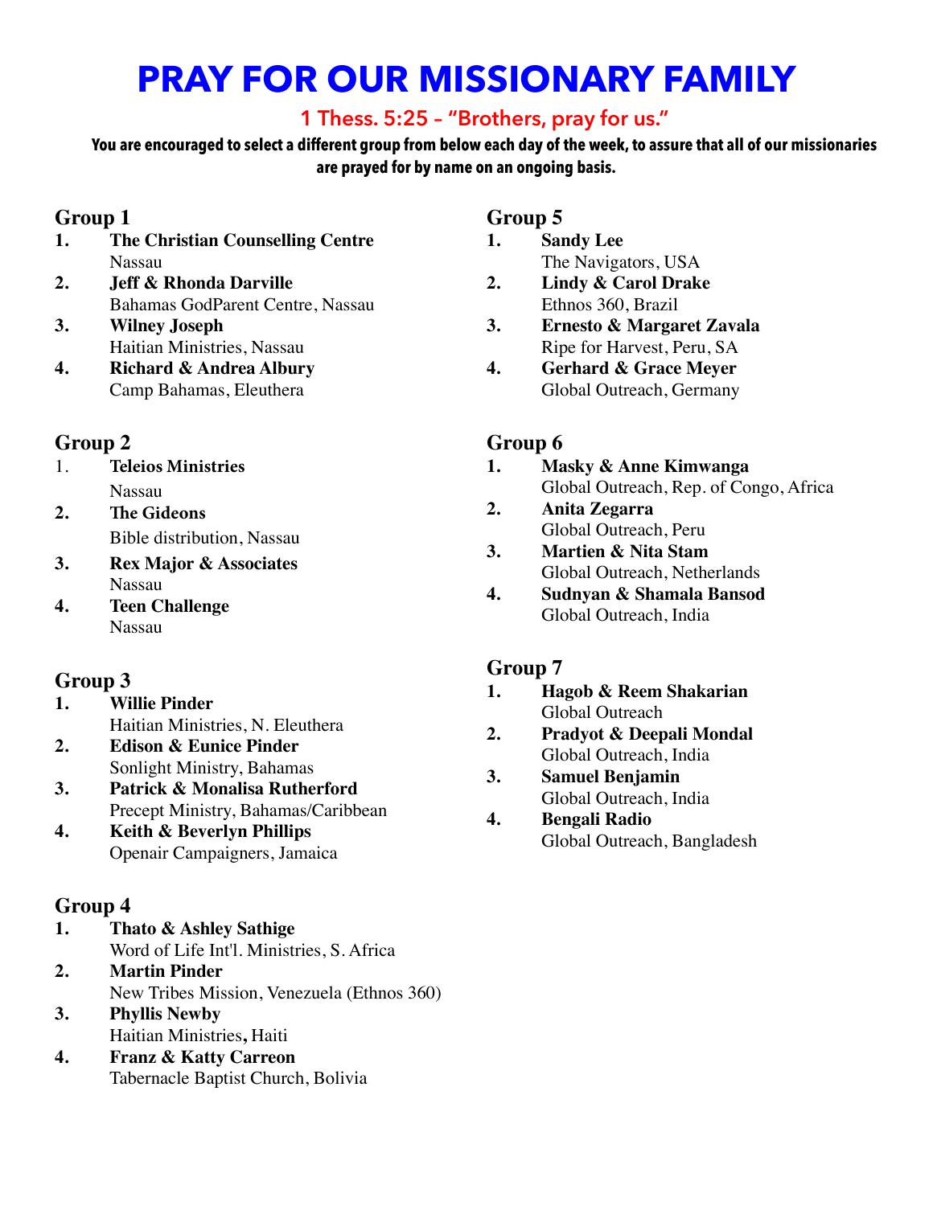# PRAY FOR OUR MISSIONARY FAMILY

## 1 Thess. 5:25 – "Brothers, pray for us."

**You are encouraged to select a different group from below each day of the week, to assure that all of our missionaries are prayed for by name on an ongoing basis.**

### Group 1

1. **The Christian Counselling Centre**
   Nassau
2. **Jeff & Rhonda Darville**
   Bahamas GodParent Centre, Nassau
3. **Wilney Joseph**
   Haitian Ministries, Nassau
4. **Richard & Andrea Albury**
   Camp Bahamas, Eleuthera

### Group 2

1. **Teleios Ministries**
   Nassau
2. **The Gideons**
   Bible distribution, Nassau
3. **Rex Major & Associates**
   Nassau
4. **Teen Challenge**
   Nassau

### Group 3

1. **Willie Pinder**
   Haitian Ministries, N. Eleuthera
2. **Edison & Eunice Pinder**
   Sonlight Ministry, Bahamas
3. **Patrick & Monalisa Rutherford**
   Precept Ministry, Bahamas/Caribbean
4. **Keith & Beverlyn Phillips**
   Openair Campaigners, Jamaica

### Group 4

1. **Thato & Ashley Sathige**
   Word of Life Int'l. Ministries, S. Africa
2. **Martin Pinder**
   New Tribes Mission, Venezuela (Ethnos 360)
3. **Phyllis Newby**
   Haitian Ministries, Haiti
4. **Franz & Katty Carreon**
   Tabernacle Baptist Church, Bolivia

### Group 5

1. **Sandy Lee**
   The Navigators, USA
2. **Lindy & Carol Drake**
   Ethnos 360, Brazil
3. **Ernesto & Margaret Zavala**
   Ripe for Harvest, Peru, SA
4. **Gerhard & Grace Meyer**
   Global Outreach, Germany

### Group 6

1. **Masky & Anne Kimwanga**
   Global Outreach, Rep. of Congo, Africa
2. **Anita Zegarra**
   Global Outreach, Peru
3. **Martien & Nita Stam**
   Global Outreach, Netherlands
4. **Sudnyan & Shamala Bansod**
   Global Outreach, India

### Group 7

1. **Hagob & Reem Shakarian**
   Global Outreach
2. **Pradyot & Deepali Mondal**
   Global Outreach, India
3. **Samuel Benjamin**
   Global Outreach, India
4. **Bengali Radio**
   Global Outreach, Bangladesh